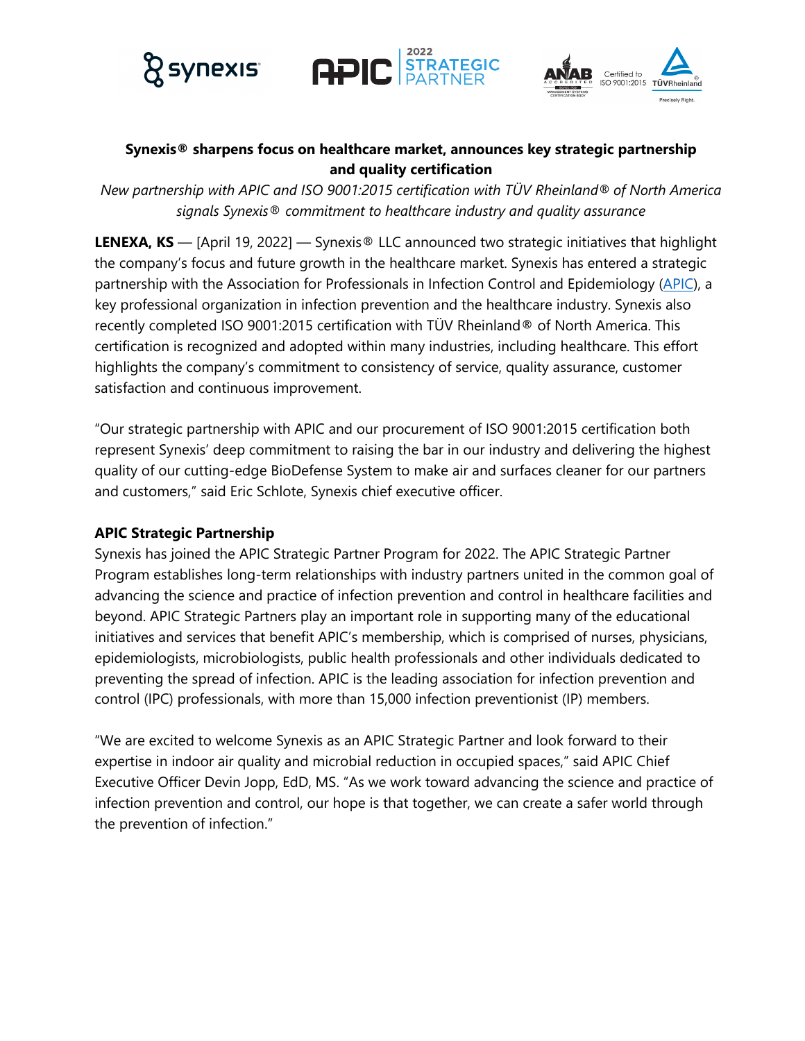**Synexis® sharpens focus on healthcare market, announces key strategic partnership and quality certification**

*New partnership with APIC and ISO 9001:2015 certification with TÜV Rheinland® of North America signals Synexis® commitment to healthcare industry and quality assurance*

**LENEXA, KS** — [April 19, 2022] — Synexis® LLC announced two strategic initiatives that highlight the company's focus and future growth in the healthcare market. Synexis has entered a strategic partnership with the Association for Professionals in Infection Control and Epidemiology (APIC), a key professional organization in infection prevention and the healthcare industry. Synexis also recently completed ISO 9001:2015 certification with TÜV Rheinland® of North America. This certification is recognized and adopted within many industries, including healthcare. This effort highlights the company's commitment to consistency of service, quality assurance, customer satisfaction and continuous improvement.

"Our strategic partnership with APIC and our procurement of ISO 9001:2015 certification both represent Synexis' deep commitment to raising the bar in our industry and delivering the highest quality of our cutting-edge BioDefense System to make air and surfaces cleaner for our partners and customers," said Eric Schlote, Synexis chief executive officer.

**APIC Strategic Partnership**

Synexis has joined the APIC Strategic Partner Program for 2022. The APIC Strategic Partner Program establishes long-term relationships with industry partners united in the common goal of advancing the science and practice of infection prevention and control in healthcare facilities and beyond. APIC Strategic Partners play an important role in supporting many of the educational initiatives and services that benefit APIC's membership, which is comprised of nurses, physicians, epidemiologists, microbiologists, public health professionals and other individuals dedicated to preventing the spread of infection. APIC is the leading association for infection prevention and control (IPC) professionals, with more than 15,000 infection preventionist (IP) members.

"We are excited to welcome Synexis as an APIC Strategic Partner and look forward to their expertise in indoor air quality and microbial reduction in occupied spaces," said APIC Chief Executive Officer Devin Jopp, EdD, MS. "As we work toward advancing the science and practice of infection prevention and control, our hope is that together, we can create a safer world through the prevention of infection."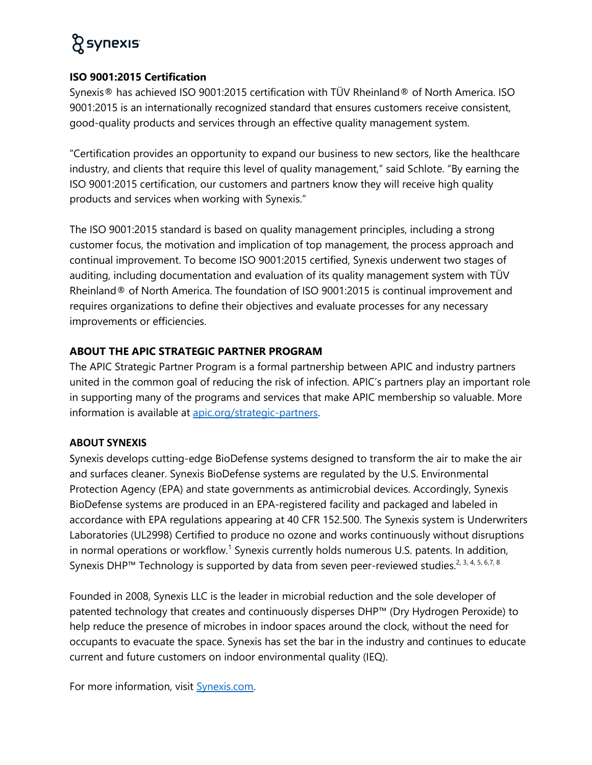**ISO 9001:2015 Certification**

Synexis® has achieved ISO 9001:2015 certification with TÜV Rheinland® of North America. ISO 9001:2015 is an internationally recognized standard that ensures customers receive consistent, good-quality products and services through an effective quality management system.

"Certification provides an opportunity to expand our business to new sectors, like the healthcare industry, and clients that require this level of quality management," said Schlote. "By earning the ISO 9001:2015 certification, our customers and partners know they will receive high quality products and services when working with Synexis."

The ISO 9001:2015 standard is based on quality management principles, including a strong customer focus, the motivation and implication of top management, the process approach and continual improvement. To become ISO 9001:2015 certified, Synexis underwent two stages of auditing, including documentation and evaluation of its quality management system with TÜV Rheinland® of North America. The foundation of ISO 9001:2015 is continual improvement and requires organizations to define their objectives and evaluate processes for any necessary improvements or efficiencies.

**ABOUT THE APIC STRATEGIC PARTNER PROGRAM**

The APIC Strategic Partner Program is a formal partnership between APIC and industry partners united in the common goal of reducing the risk of infection. APIC's partners play an important role in supporting many of the programs and services that make APIC membership so valuable. More information is available at [apic.org/strategic-partners](apic.org/strategic-partners).

**ABOUT SYNEXIS**

Synexis develops cutting-edge BioDefense systems designed to transform the air to make the air and surfaces cleaner. Synexis BioDefense systems are regulated by the U.S. Environmental Protection Agency (EPA) and state governments as antimicrobial devices. Accordingly, Synexis BioDefense systems are produced in an EPA-registered facility and packaged and labeled in accordance with EPA regulations appearing at 40 CFR 152.500. The Synexis system is Underwriters Laboratories (UL2998) Certified to produce no ozone and works continuously without disruptions in normal operations or workflow.[1] Synexis currently holds numerous U.S. patents. In addition, Synexis DHP™ Technology is supported by data from seven peer-reviewed studies.[2, 3, 4, 5, 6,7, 8]

Founded in 2008, Synexis LLC is the leader in microbial reduction and the sole developer of patented technology that creates and continuously disperses DHP™ (Dry Hydrogen Peroxide) to help reduce the presence of microbes in indoor spaces around the clock, without the need for occupants to evacuate the space. Synexis has set the bar in the industry and continues to educate current and future customers on indoor environmental quality (IEQ).

For more information, visit [Synexis.com](Synexis.com).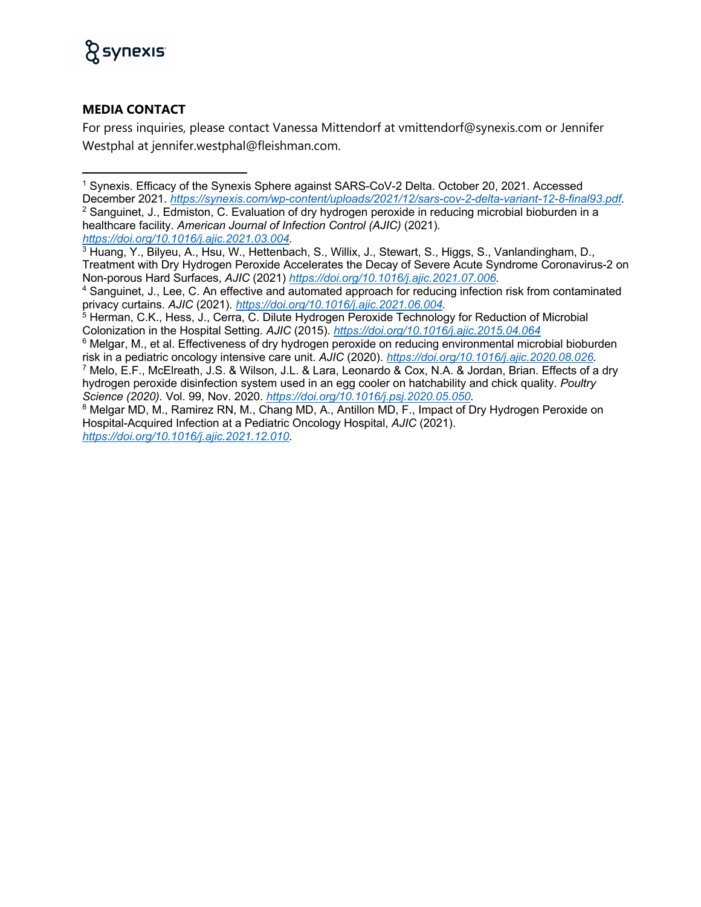## MEDIA CONTACT

For press inquiries, please contact Vanessa Mittendorf at vmittendorf@synexis.com or Jennifer Westphal at jennifer.westphal@fleishman.com.

---

[1] Synexis. Efficacy of the Synexis Sphere against SARS-CoV-2 Delta. October 20, 2021. Accessed December 2021. https://synexis.com/wp-content/uploads/2021/12/sars-cov-2-delta-variant-12-8-final93.pdf.

[2] Sanguinet, J., Edmiston, C. Evaluation of dry hydrogen peroxide in reducing microbial bioburden in a healthcare facility. *American Journal of Infection Control (AJIC)* (2021). https://doi.org/10.1016/j.ajic.2021.03.004.

[3] Huang, Y., Bilyeu, A., Hsu, W., Hettenbach, S., Willix, J., Stewart, S., Higgs, S., Vanlandingham, D., Treatment with Dry Hydrogen Peroxide Accelerates the Decay of Severe Acute Syndrome Coronavirus-2 on Non-porous Hard Surfaces, *AJIC* (2021) https://doi.org/10.1016/j.ajic.2021.07.006.

[4] Sanguinet, J., Lee, C. An effective and automated approach for reducing infection risk from contaminated privacy curtains. *AJIC* (2021). https://doi.org/10.1016/j.ajic.2021.06.004.

[5] Herman, C.K., Hess, J., Cerra, C. Dilute Hydrogen Peroxide Technology for Reduction of Microbial Colonization in the Hospital Setting. *AJIC* (2015). https://doi.org/10.1016/j.ajic.2015.04.064

[6] Melgar, M., et al. Effectiveness of dry hydrogen peroxide on reducing environmental microbial bioburden risk in a pediatric oncology intensive care unit. *AJIC* (2020). https://doi.org/10.1016/j.ajic.2020.08.026.

[7] Melo, E.F., McElreath, J.S. & Wilson, J.L. & Lara, Leonardo & Cox, N.A. & Jordan, Brian. Effects of a dry hydrogen peroxide disinfection system used in an egg cooler on hatchability and chick quality. *Poultry Science (2020)*. Vol. 99, Nov. 2020. https://doi.org/10.1016/j.psj.2020.05.050.

[8] Melgar MD, M., Ramirez RN, M., Chang MD, A., Antillon MD, F., Impact of Dry Hydrogen Peroxide on Hospital-Acquired Infection at a Pediatric Oncology Hospital, *AJIC* (2021). https://doi.org/10.1016/j.ajic.2021.12.010.